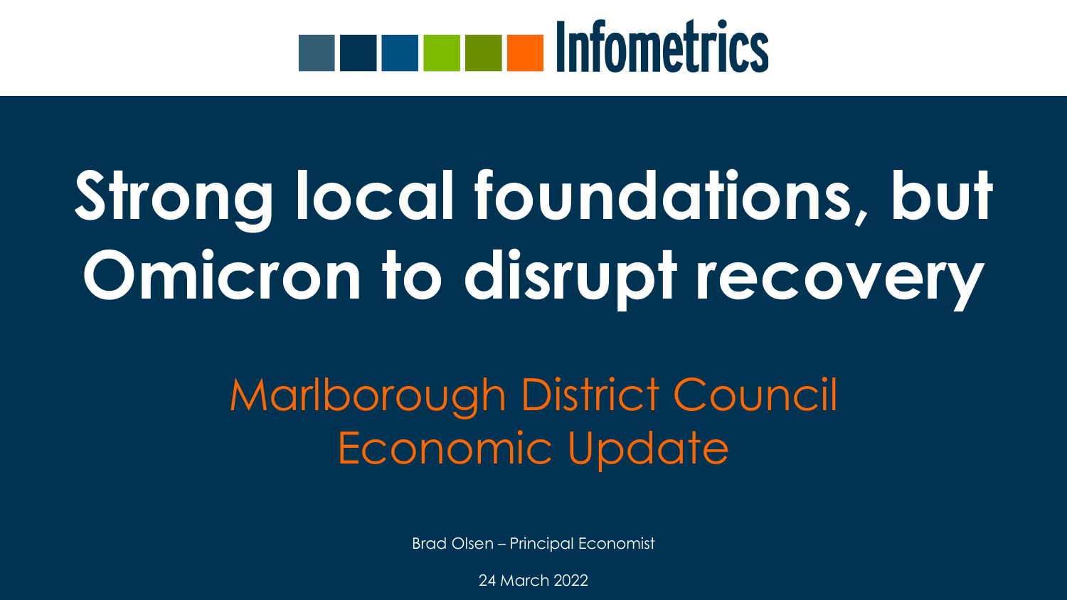Infometrics

# Strong local foundations, but Omicron to disrupt recovery

## Marlborough District Council Economic Update

Brad Olsen – Principal Economist

24 March 2022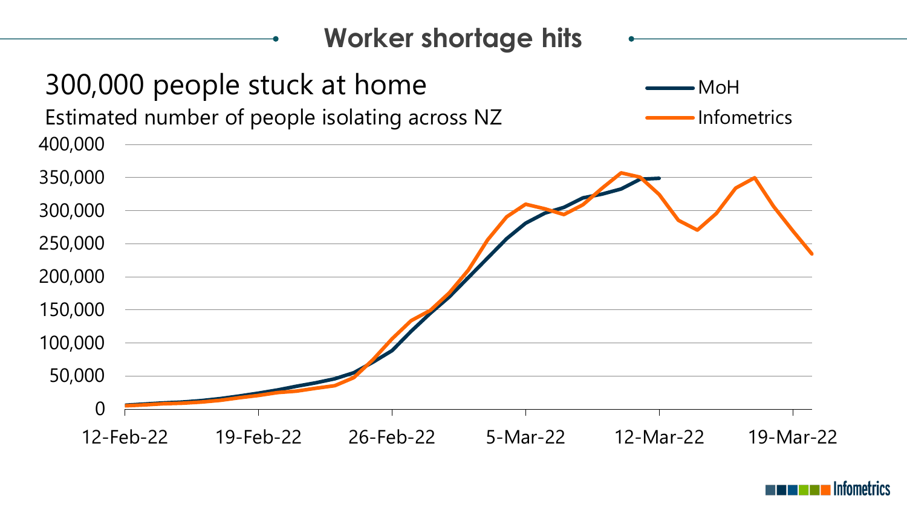# Worker shortage hits

## 300,000 people stuck at home

Estimated number of people isolating across NZ

MoH

Infometrics

400,000
350,000
300,000
250,000
200,000
150,000
100,000
50,000
0

12-Feb-22 | 19-Feb-22 | 26-Feb-22 | 5-Mar-22 | 12-Mar-22 | 19-Mar-22

Infometrics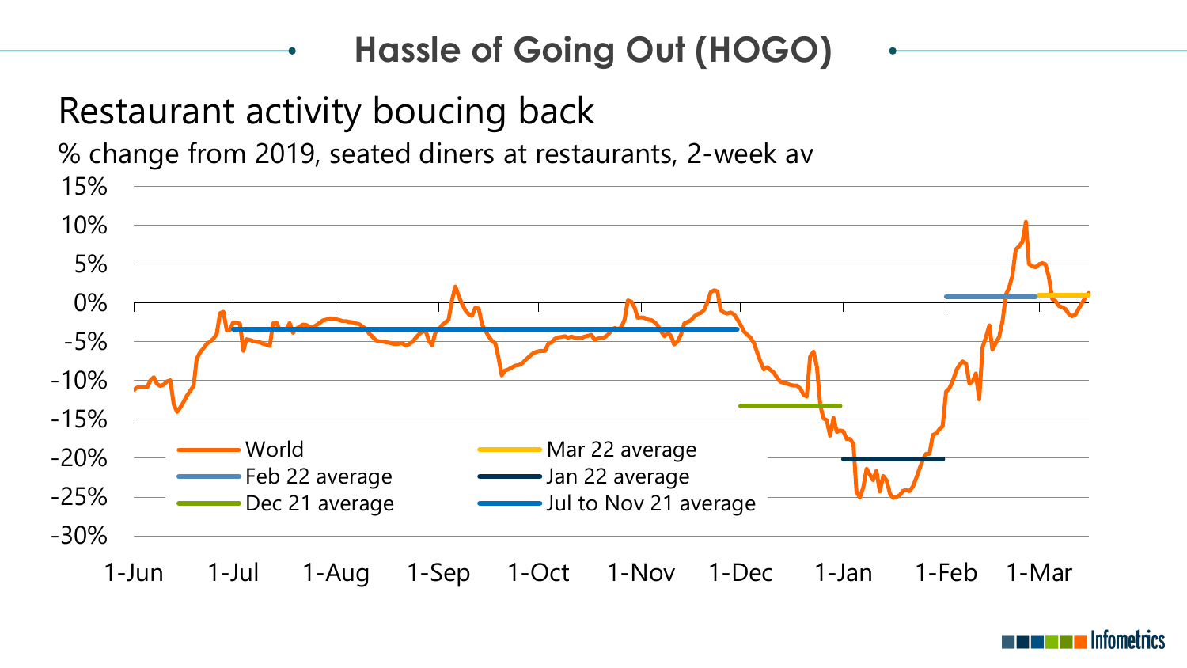## Hassle of Going Out (HOGO)

# Restaurant activity boucing back

% change from 2019, seated diners at restaurants, 2-week av

15%
10%
5%
0%
-5%
-10%
-15%
-20%
-25%
-30%

1-Jun 1-Jul 1-Aug 1-Sep 1-Oct 1-Nov 1-Dec 1-Jan 1-Feb 1-Mar

- World
- Feb 22 average
- Dec 21 average
- Mar 22 average
- Jan 22 average
- Jul to Nov 21 average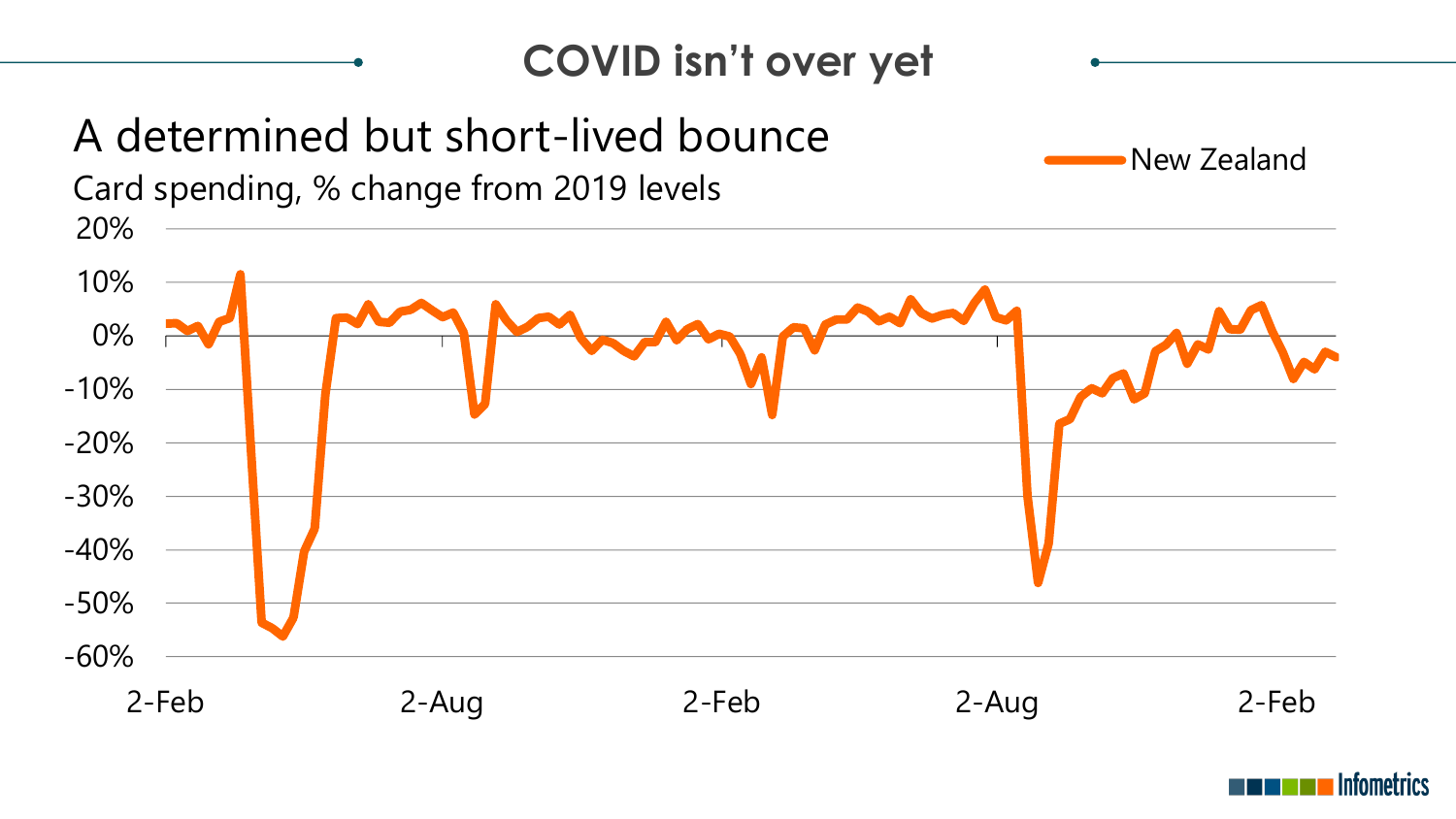## COVID isn't over yet

### A determined but short-lived bounce

Card spending, % change from 2019 levels

New Zealand

20%
10%
0%
-10%
-20%
-30%
-40%
-50%
-60%

2-Feb 2-Aug 2-Feb 2-Aug 2-Feb

Infometrics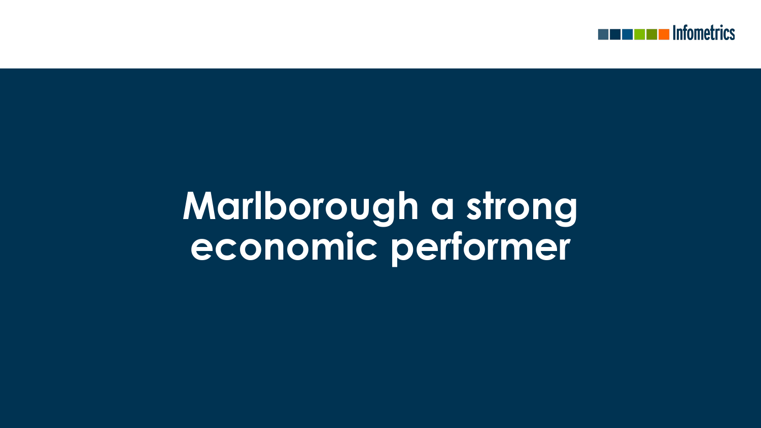# Marlborough a strong economic performer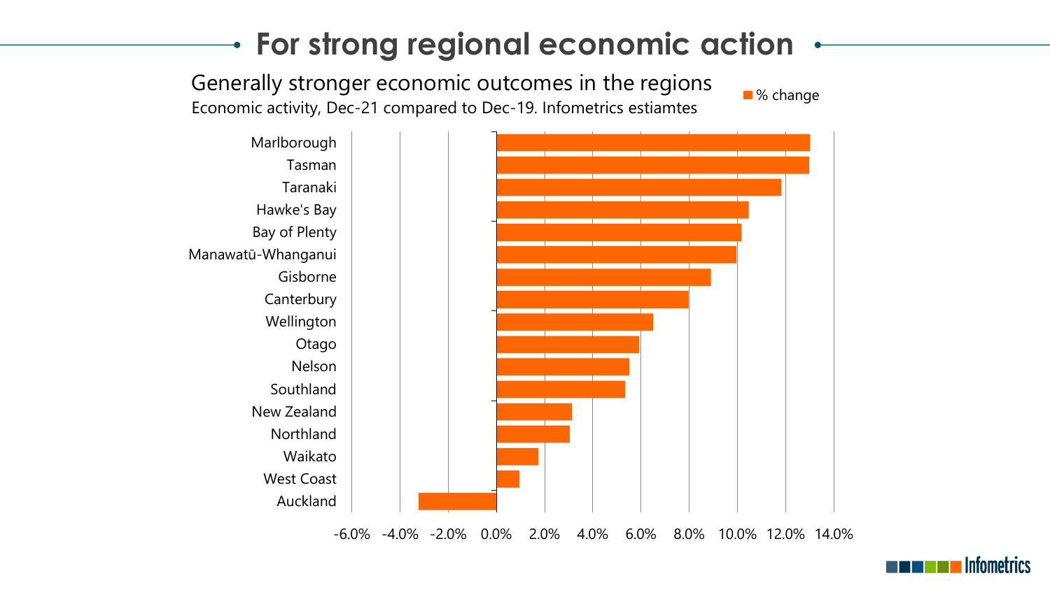# For strong regional economic action

## Generally stronger economic outcomes in the regions

Economic activity, Dec-21 compared to Dec-19. Infometrics estiamtes

■ % change

| Region | % change (approx.) |
|---|---|
| Marlborough | 13.0% |
| Tasman | 13.0% |
| Taranaki | 11.8% |
| Hawke's Bay | 10.5% |
| Bay of Plenty | 10.2% |
| Manawatū-Whanganui | 10.0% |
| Gisborne | 8.9% |
| Canterbury | 8.0% |
| Wellington | 6.5% |
| Otago | 5.9% |
| Nelson | 5.5% |
| Southland | 5.3% |
| New Zealand | 3.1% |
| Northland | 3.0% |
| Waikato | 1.7% |
| West Coast | 0.9% |
| Auckland | -3.2% |

-6.0% -4.0% -2.0% 0.0% 2.0% 4.0% 6.0% 8.0% 10.0% 12.0% 14.0%

Infometrics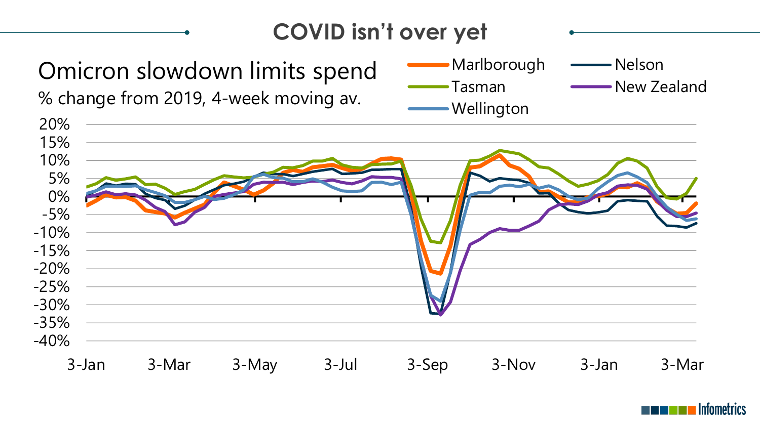# COVID isn't over yet

## Omicron slowdown limits spend

% change from 2019, 4-week moving av.

Legend: Marlborough, Tasman, Wellington, Nelson, New Zealand

Y-axis: 20%, 15%, 10%, 5%, 0%, -5%, -10%, -15%, -20%, -25%, -30%, -35%, -40%

X-axis: 3-Jan, 3-Mar, 3-May, 3-Jul, 3-Sep, 3-Nov, 3-Jan, 3-Mar

Infometrics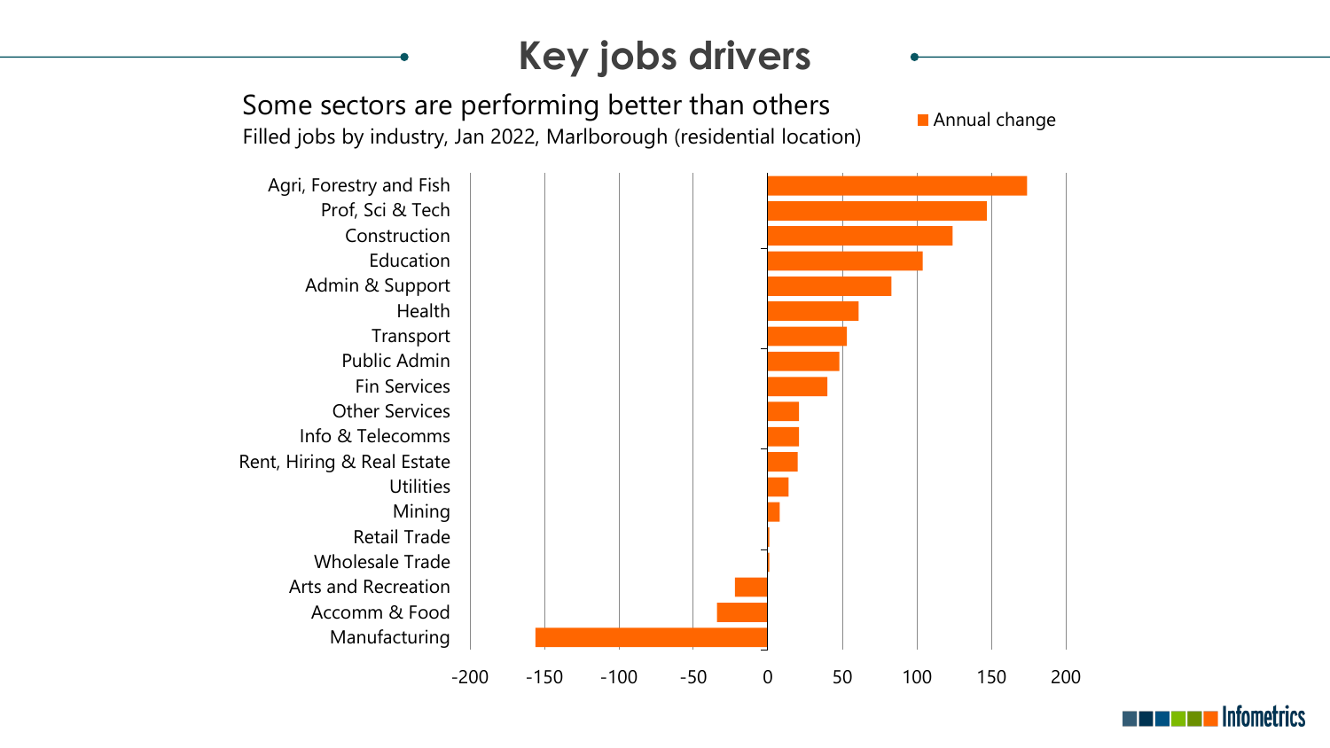# Key jobs drivers

## Some sectors are performing better than others

Filled jobs by industry, Jan 2022, Marlborough (residential location)

Annual change

| Industry |
|---|
| Agri, Forestry and Fish |
| Prof, Sci & Tech |
| Construction |
| Education |
| Admin & Support |
| Health |
| Transport |
| Public Admin |
| Fin Services |
| Other Services |
| Info & Telecomms |
| Rent, Hiring & Real Estate |
| Utilities |
| Mining |
| Retail Trade |
| Wholesale Trade |
| Arts and Recreation |
| Accomm & Food |
| Manufacturing |

-200 -150 -100 -50 0 50 100 150 200

Infometrics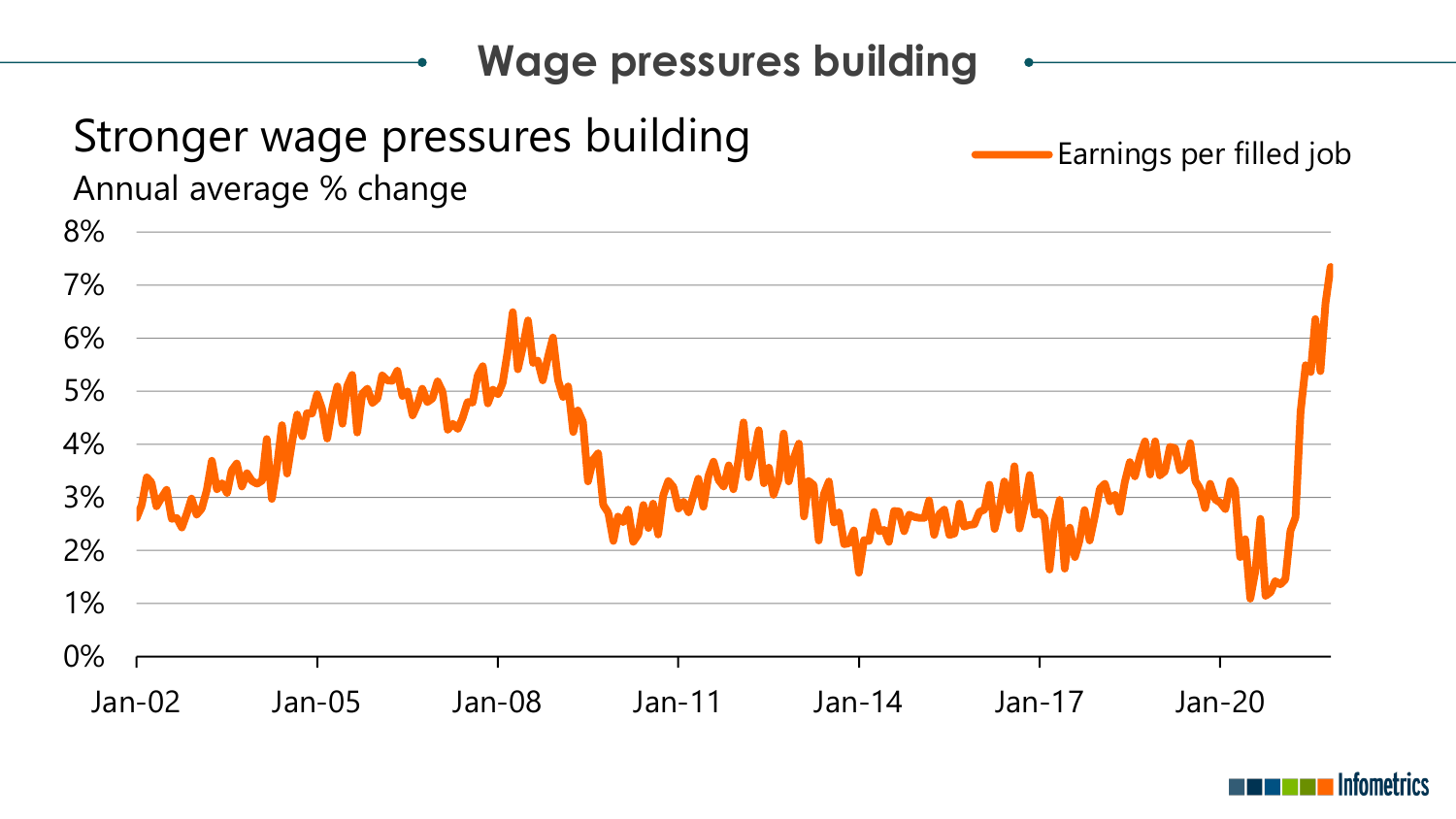# Wage pressures building

## Stronger wage pressures building

Annual average % change

Earnings per filled job

8%
7%
6%
5%
4%
3%
2%
1%
0%

Jan-02 Jan-05 Jan-08 Jan-11 Jan-14 Jan-17 Jan-20

Infometrics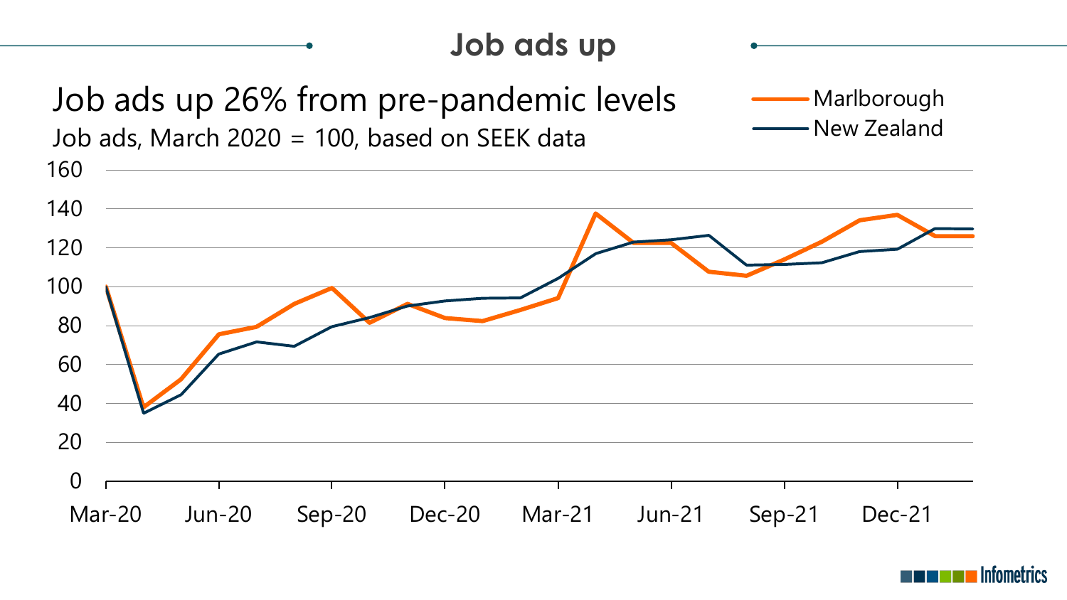## Job ads up

Job ads up 26% from pre-pandemic levels

Job ads, March 2020 = 100, based on SEEK data

Legend: Marlborough, New Zealand

Y-axis: 0, 20, 40, 60, 80, 100, 120, 140, 160

X-axis: Mar-20, Jun-20, Sep-20, Dec-20, Mar-21, Jun-21, Sep-21, Dec-21

Infometrics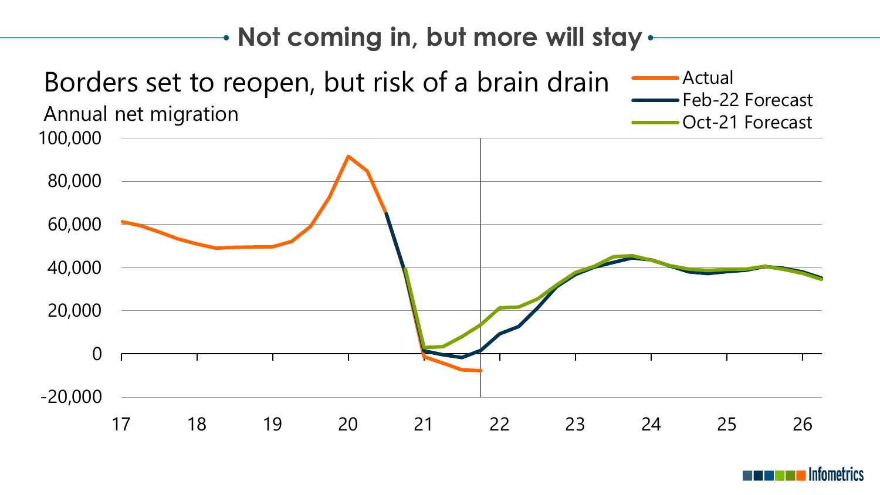## Not coming in, but more will stay

Borders set to reopen, but risk of a brain drain

Annual net migration

Actual

Feb-22 Forecast

Oct-21 Forecast

100,000

80,000

60,000

40,000

20,000

0

-20,000

17 18 19 20 21 22 23 24 25 26

Infometrics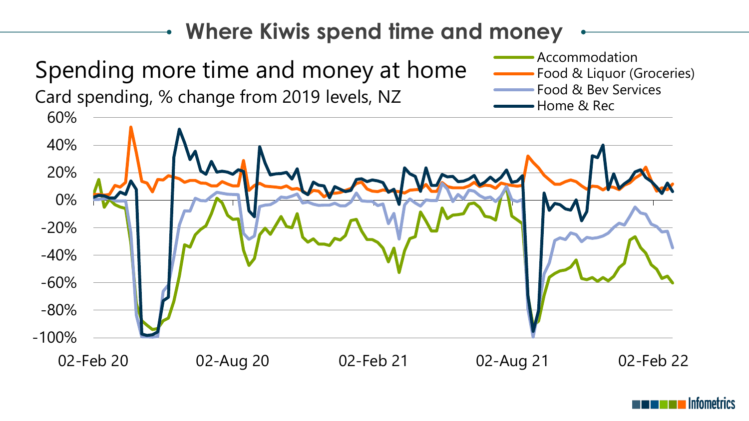# Where Kiwis spend time and money

## Spending more time and money at home

Card spending, % change from 2019 levels, NZ

- Accommodation
- Food & Liquor (Groceries)
- Food & Bev Services
- Home & Rec

60%
40%
20%
0%
-20%
-40%
-60%
-80%
-100%

02-Feb 20 | 02-Aug 20 | 02-Feb 21 | 02-Aug 21 | 02-Feb 22

Infometrics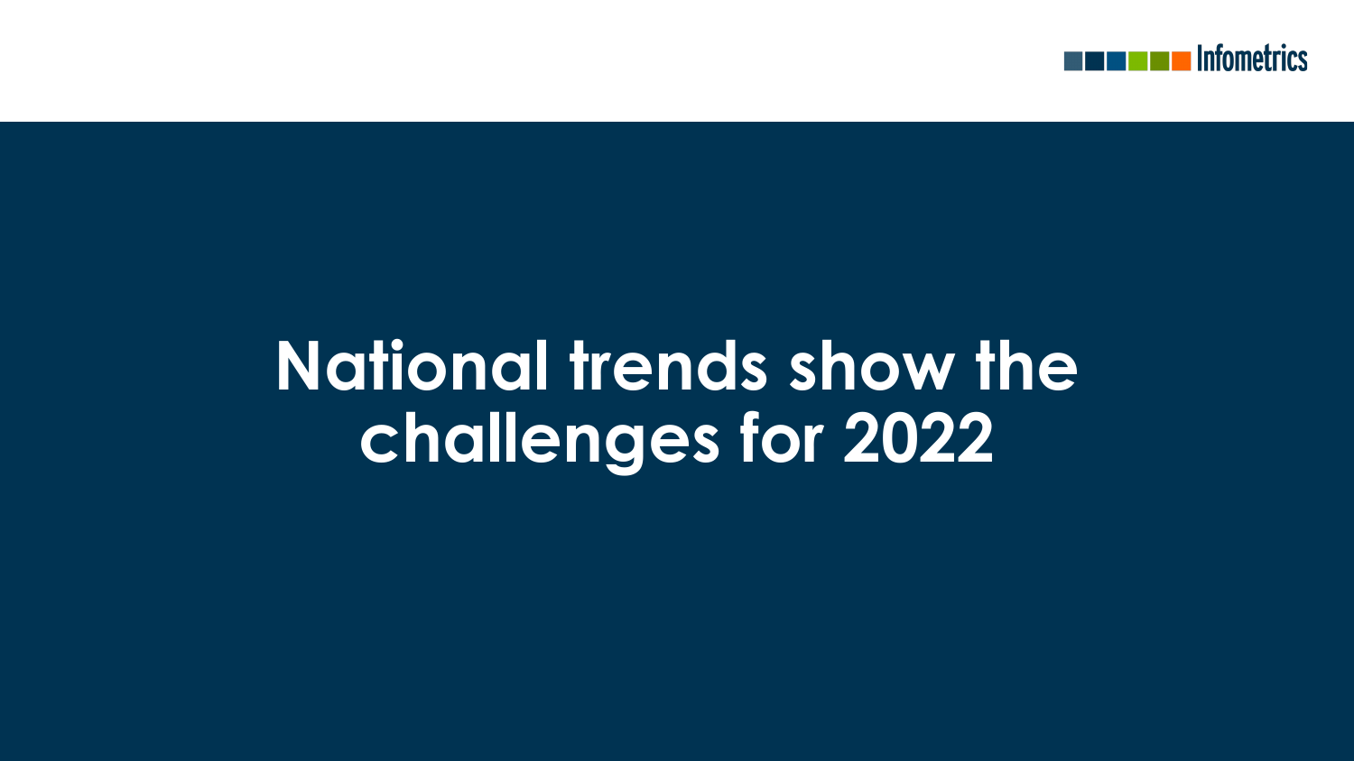# National trends show the challenges for 2022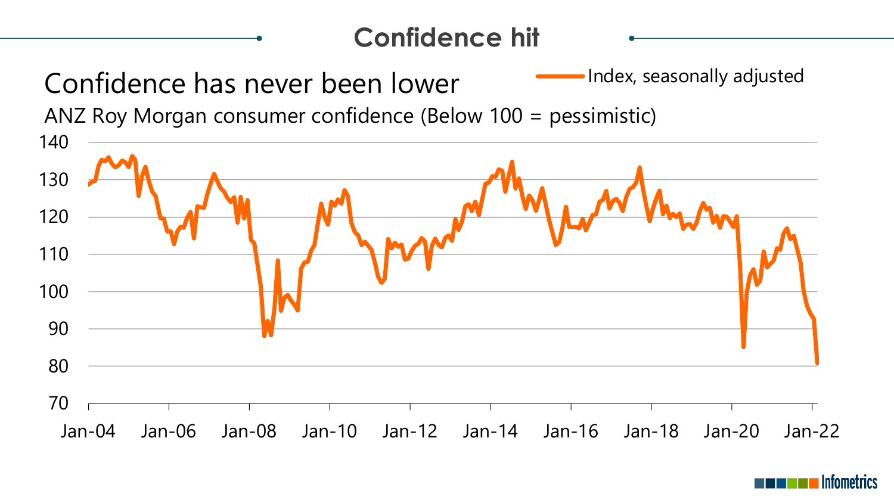# Confidence hit

## Confidence has never been lower

ANZ Roy Morgan consumer confidence (Below 100 = pessimistic)

Index, seasonally adjusted

140
130
120
110
100
90
80
70

Jan-04 Jan-06 Jan-08 Jan-10 Jan-12 Jan-14 Jan-16 Jan-18 Jan-20 Jan-22

Infometrics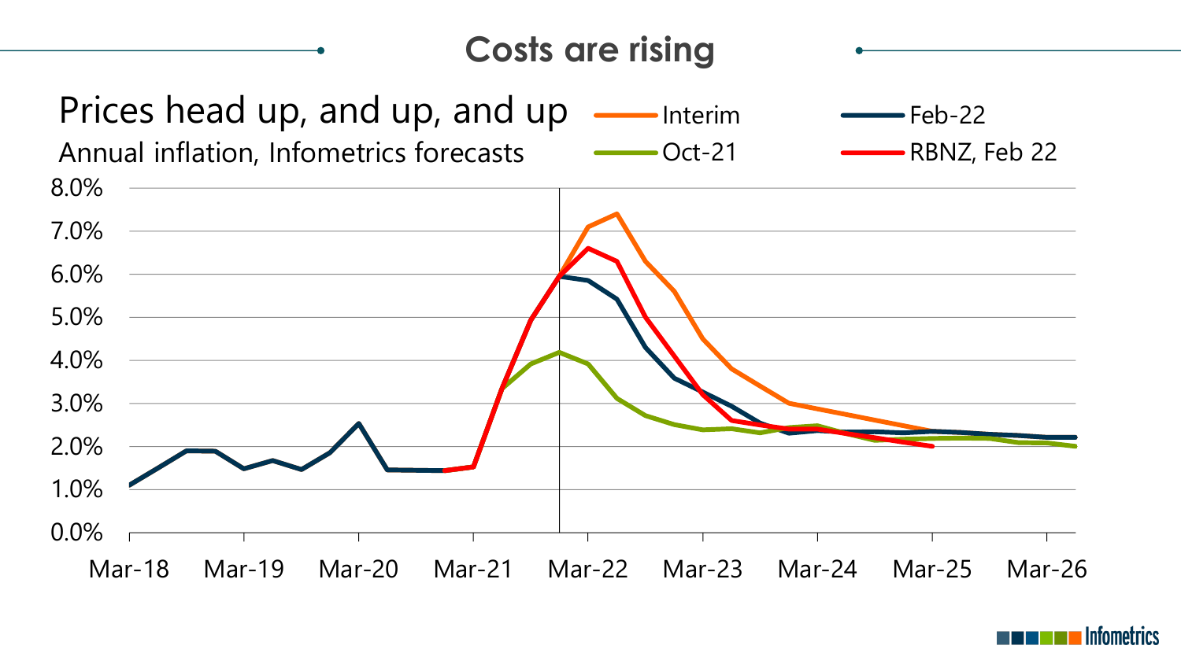# Costs are rising

## Prices head up, and up, and up

Annual inflation, Infometrics forecasts

Legend: Interim, Feb-22, Oct-21, RBNZ, Feb 22

Y-axis: 0.0%, 1.0%, 2.0%, 3.0%, 4.0%, 5.0%, 6.0%, 7.0%, 8.0%

X-axis: Mar-18, Mar-19, Mar-20, Mar-21, Mar-22, Mar-23, Mar-24, Mar-25, Mar-26

Infometrics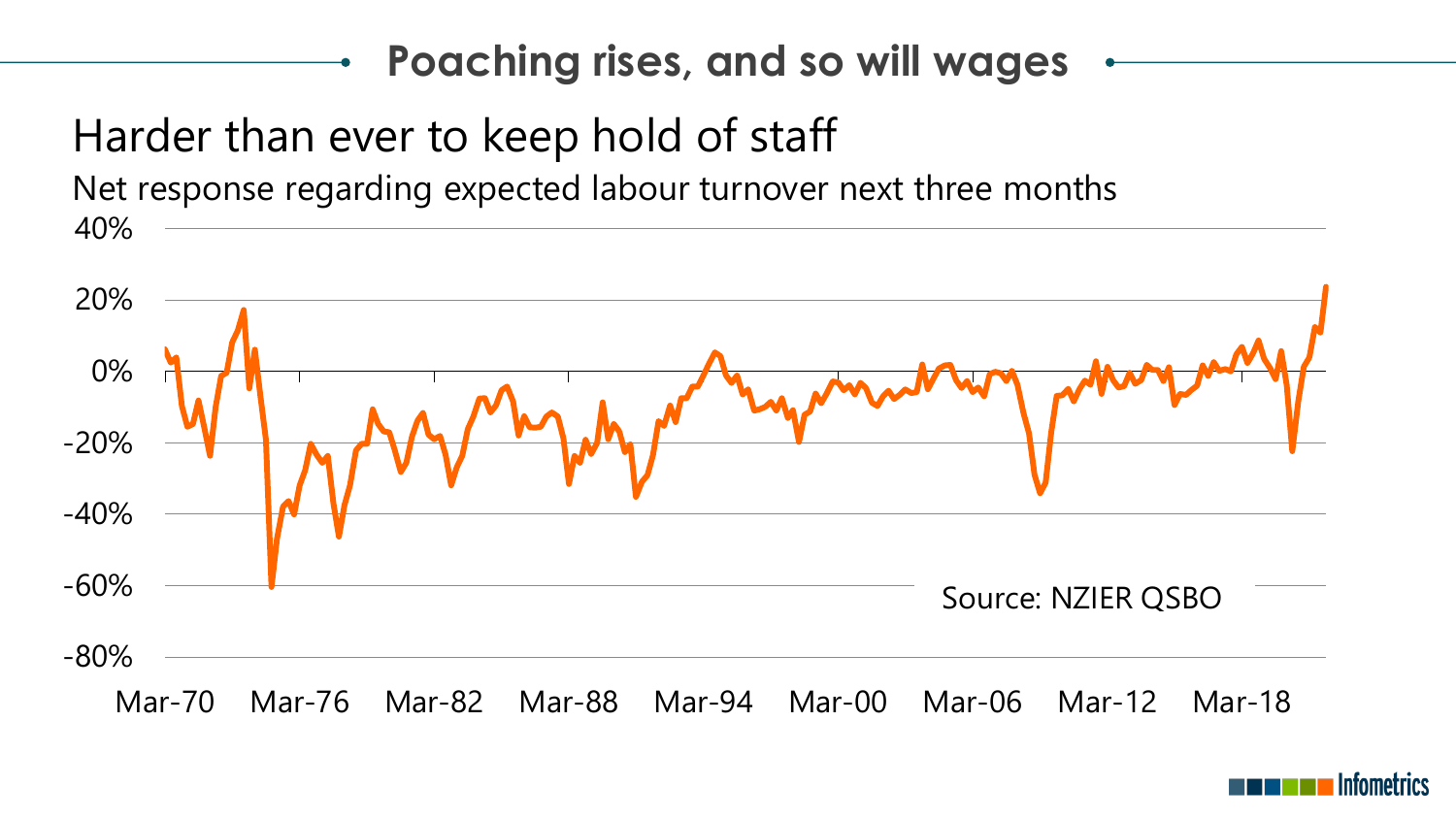## Poaching rises, and so will wages

### Harder than ever to keep hold of staff

Net response regarding expected labour turnover next three months

Source: NZIER QSBO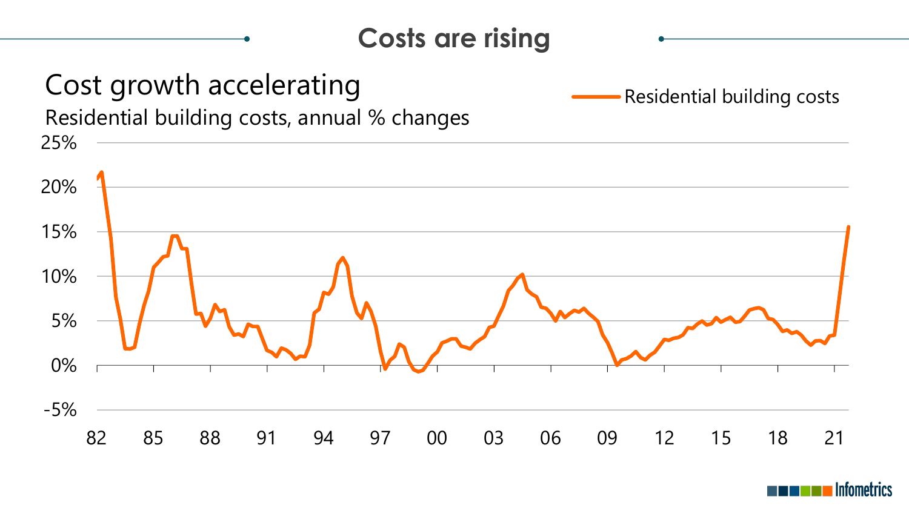# Costs are rising

## Cost growth accelerating

Residential building costs, annual % changes

Residential building costs

25%
20%
15%
10%
5%
0%
-5%

82 85 88 91 94 97 00 03 06 09 12 15 18 21

Infometrics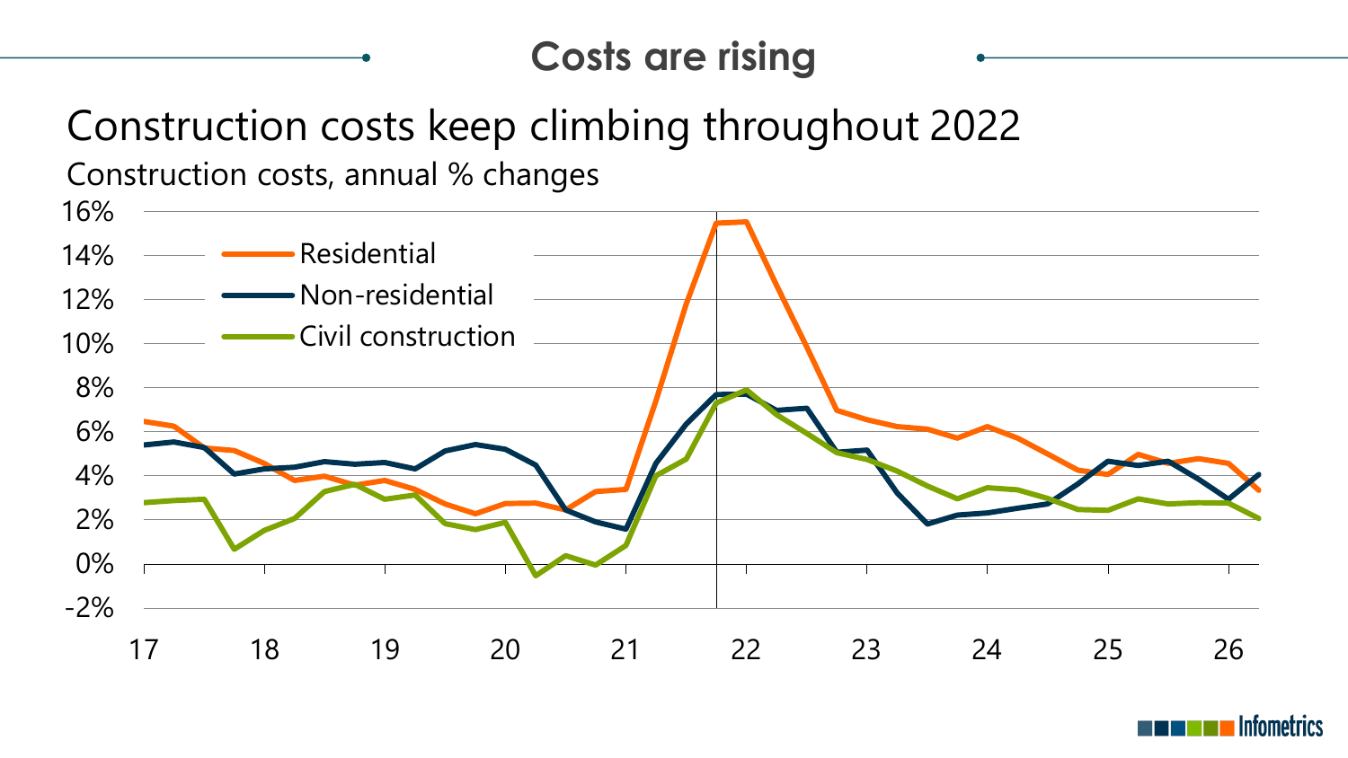## Costs are rising

# Construction costs keep climbing throughout 2022

Construction costs, annual % changes

- Residential
- Non-residential
- Civil construction

16%
14%
12%
10%
8%
6%
4%
2%
0%
-2%

17 18 19 20 21 22 23 24 25 26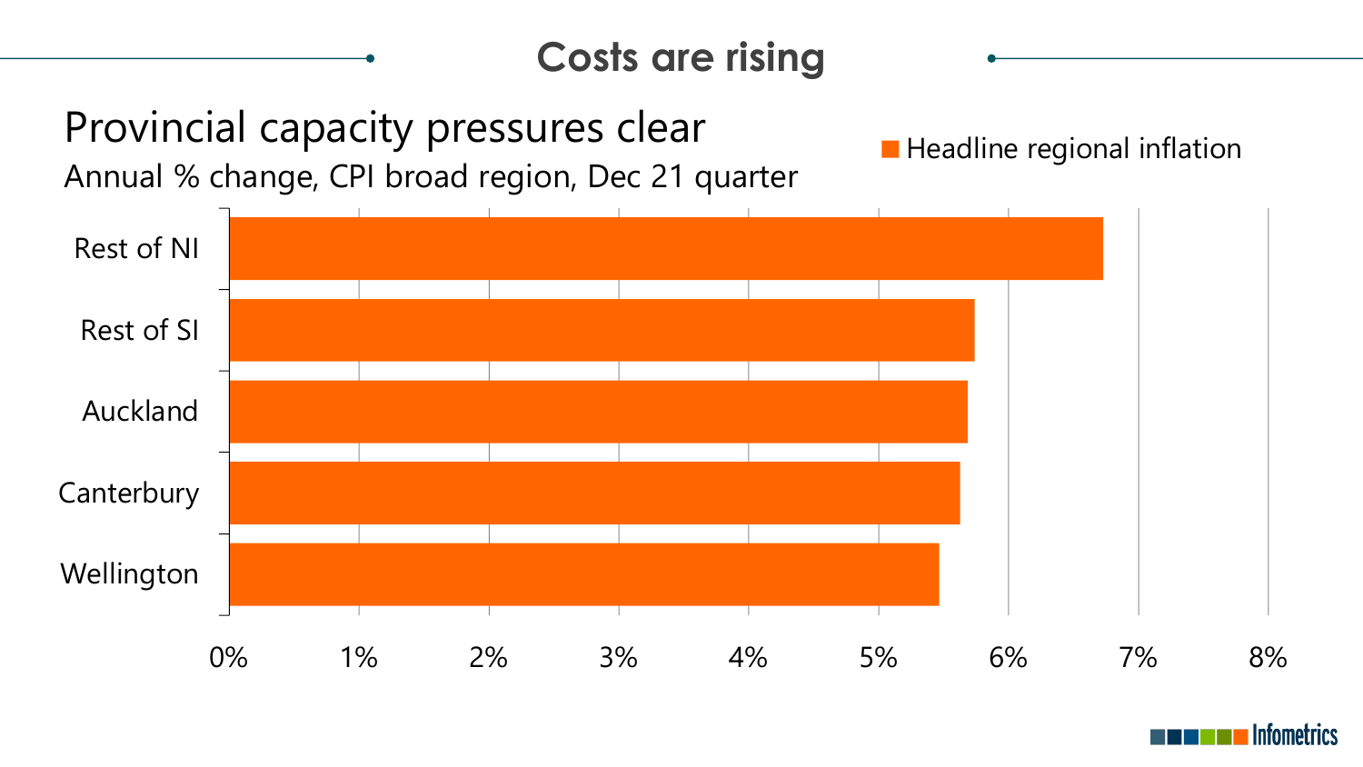# Costs are rising

## Provincial capacity pressures clear

Annual % change, CPI broad region, Dec 21 quarter

Headline regional inflation

| Region | Headline regional inflation |
|---|---|
| Rest of NI | ~6.7% |
| Rest of SI | ~5.7% |
| Auckland | ~5.7% |
| Canterbury | ~5.6% |
| Wellington | ~5.5% |

0% 1% 2% 3% 4% 5% 6% 7% 8%

Infometrics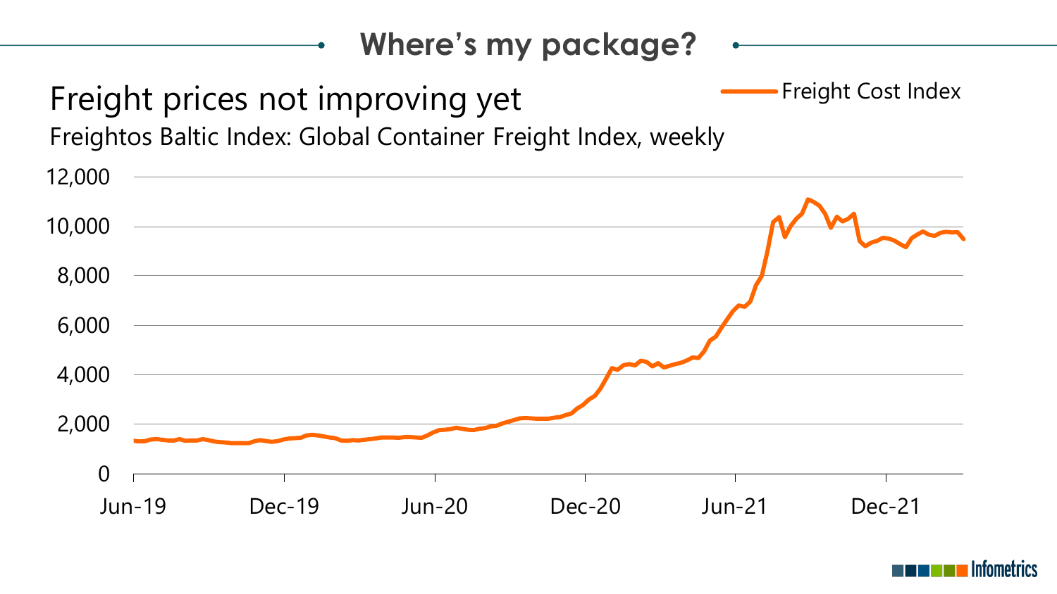# Where's my package?

## Freight prices not improving yet

Freightos Baltic Index: Global Container Freight Index, weekly

Freight Cost Index

12,000
10,000
8,000
6,000
4,000
2,000
0

Jun-19 Dec-19 Jun-20 Dec-20 Jun-21 Dec-21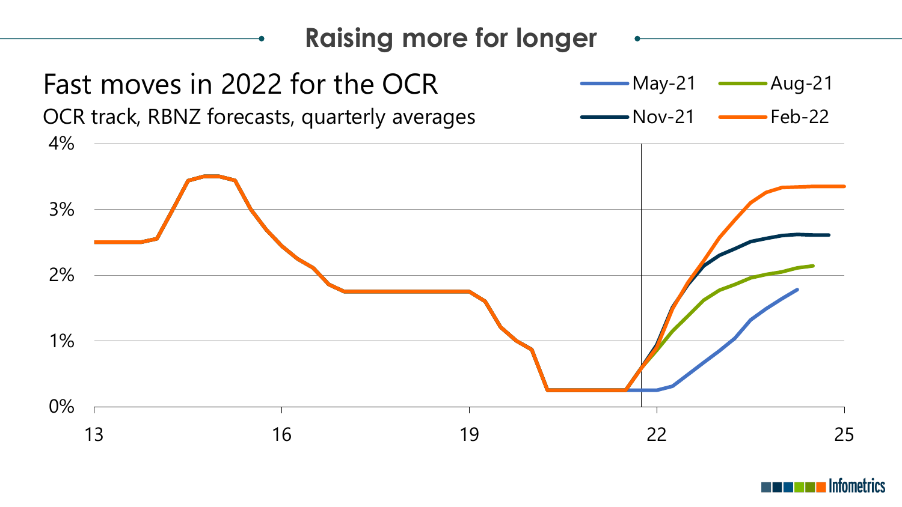# Raising more for longer

## Fast moves in 2022 for the OCR

OCR track, RBNZ forecasts, quarterly averages

May-21 | Aug-21 | Nov-21 | Feb-22

4%
3%
2%
1%
0%

13 | 16 | 19 | 22 | 25

Infometrics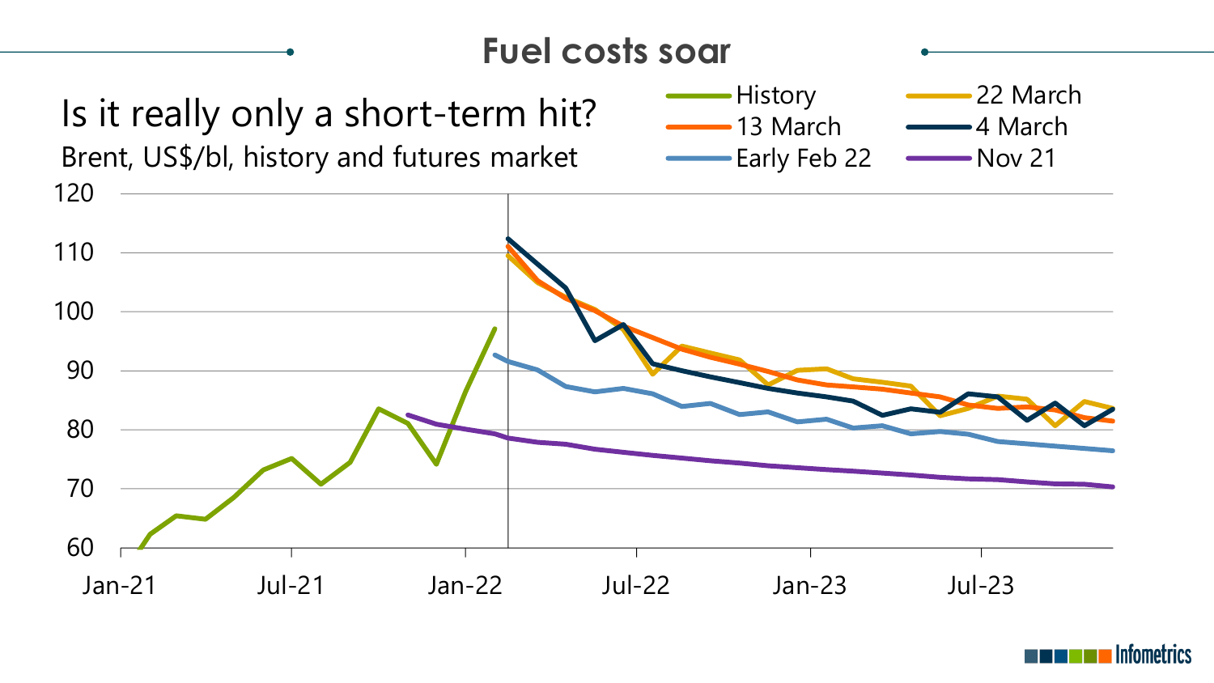# Fuel costs soar

## Is it really only a short-term hit?

Brent, US$/bl, history and futures market

Legend: History; 13 March; Early Feb 22; 22 March; 4 March; Nov 21

Y-axis: 60, 70, 80, 90, 100, 110, 120

X-axis: Jan-21, Jul-21, Jan-22, Jul-22, Jan-23, Jul-23

Infometrics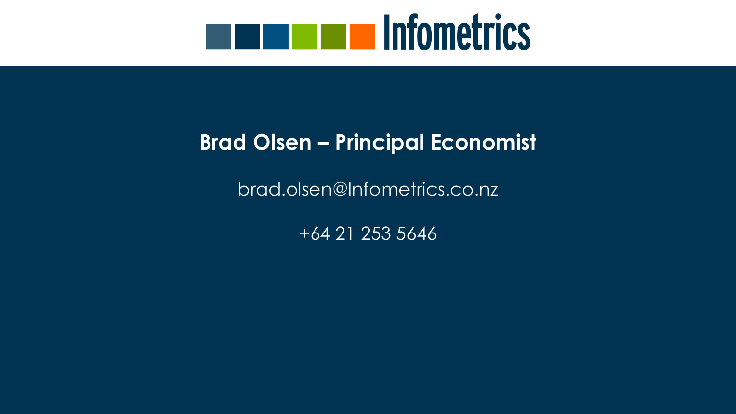Infometrics

## Brad Olsen – Principal Economist

brad.olsen@Infometrics.co.nz

+64 21 253 5646